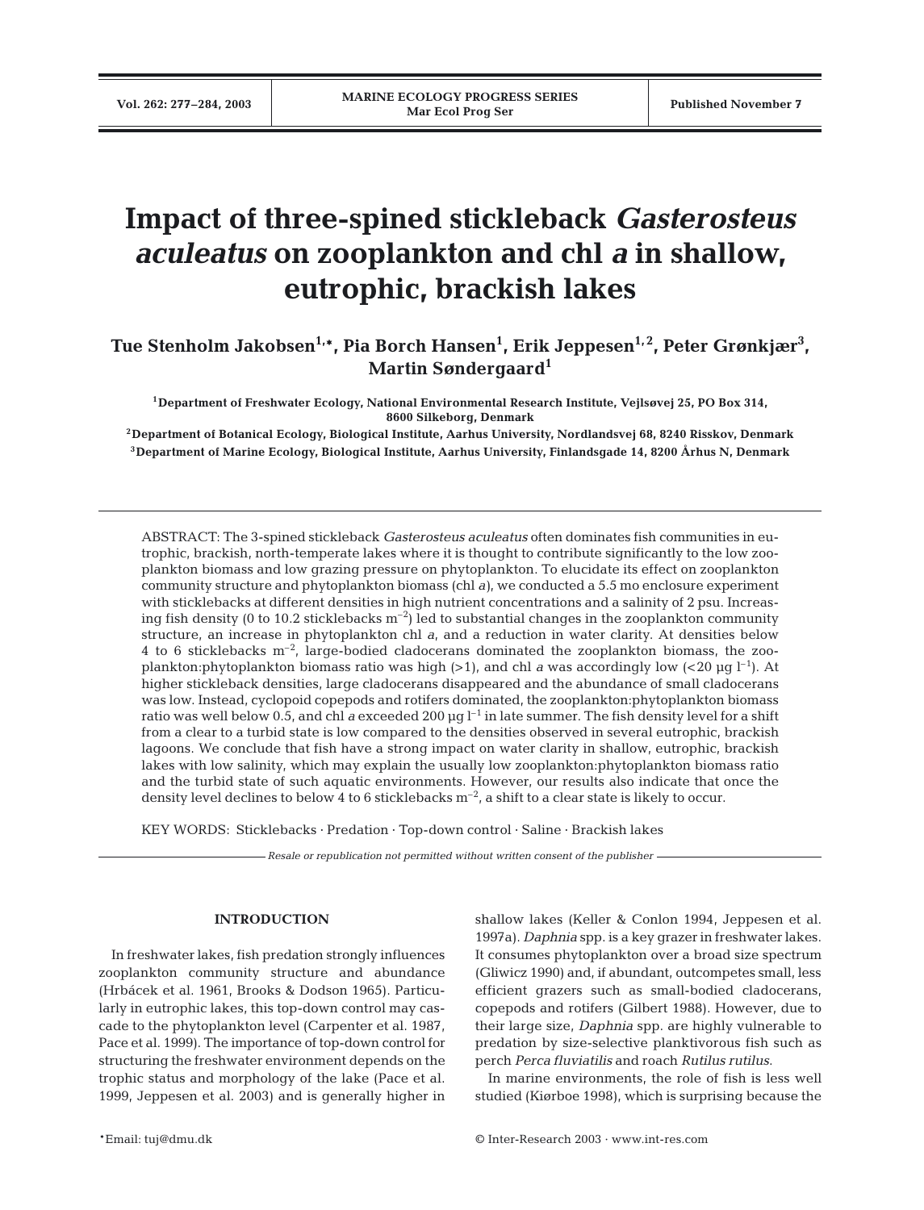# Impact of three-spined stickleback *Gasterosteus aculeatus* on zooplankton and chl *a* in shallow, eutrophic, brackish lakes

**Tue Stenholm Jakobsen[1,*], Pia Borch Hansen[1], Erik Jeppesen[1,2], Peter Grønkjær[3], Martin Søndergaard[1]**

[1]Department of Freshwater Ecology, National Environmental Research Institute, Vejlsøvej 25, PO Box 314, 8600 Silkeborg, Denmark

[2]Department of Botanical Ecology, Biological Institute, Aarhus University, Nordlandsvej 68, 8240 Risskov, Denmark

[3]Department of Marine Ecology, Biological Institute, Aarhus University, Finlandsgade 14, 8200 Århus N, Denmark

ABSTRACT: The 3-spined stickleback *Gasterosteus aculeatus* often dominates fish communities in eutrophic, brackish, north-temperate lakes where it is thought to contribute significantly to the low zooplankton biomass and low grazing pressure on phytoplankton. To elucidate its effect on zooplankton community structure and phytoplankton biomass (chl *a*), we conducted a 5.5 mo enclosure experiment with sticklebacks at different densities in high nutrient concentrations and a salinity of 2 psu. Increasing fish density (0 to 10.2 sticklebacks $m^{-2}$) led to substantial changes in the zooplankton community structure, an increase in phytoplankton chl *a*, and a reduction in water clarity. At densities below 4 to 6 sticklebacks $m^{-2}$, large-bodied cladocerans dominated the zooplankton biomass, the zooplankton:phytoplankton biomass ratio was high (>1), and chl *a* was accordingly low (<20 µg $l^{-1}$). At higher stickleback densities, large cladocerans disappeared and the abundance of small cladocerans was low. Instead, cyclopoid copepods and rotifers dominated, the zooplankton:phytoplankton biomass ratio was well below 0.5, and chl *a* exceeded 200 µg $l^{-1}$ in late summer. The fish density level for a shift from a clear to a turbid state is low compared to the densities observed in several eutrophic, brackish lagoons. We conclude that fish have a strong impact on water clarity in shallow, eutrophic, brackish lakes with low salinity, which may explain the usually low zooplankton:phytoplankton biomass ratio and the turbid state of such aquatic environments. However, our results also indicate that once the density level declines to below 4 to 6 sticklebacks $m^{-2}$, a shift to a clear state is likely to occur.

KEY WORDS: Sticklebacks · Predation · Top-down control · Saline · Brackish lakes

*Resale or republication not permitted without written consent of the publisher*

## INTRODUCTION

In freshwater lakes, fish predation strongly influences zooplankton community structure and abundance (Hrbácek et al. 1961, Brooks & Dodson 1965). Particularly in eutrophic lakes, this top-down control may cascade to the phytoplankton level (Carpenter et al. 1987, Pace et al. 1999). The importance of top-down control for structuring the freshwater environment depends on the trophic status and morphology of the lake (Pace et al. 1999, Jeppesen et al. 2003) and is generally higher in shallow lakes (Keller & Conlon 1994, Jeppesen et al. 1997a). *Daphnia* spp. is a key grazer in freshwater lakes. It consumes phytoplankton over a broad size spectrum (Gliwicz 1990) and, if abundant, outcompetes small, less efficient grazers such as small-bodied cladocerans, copepods and rotifers (Gilbert 1988). However, due to their large size, *Daphnia* spp. are highly vulnerable to predation by size-selective planktivorous fish such as perch *Perca fluviatilis* and roach *Rutilus rutilus.*

In marine environments, the role of fish is less well studied (Kiørboe 1998), which is surprising because the

*Email: tuj@dmu.dk

© Inter-Research 2003 · www.int-res.com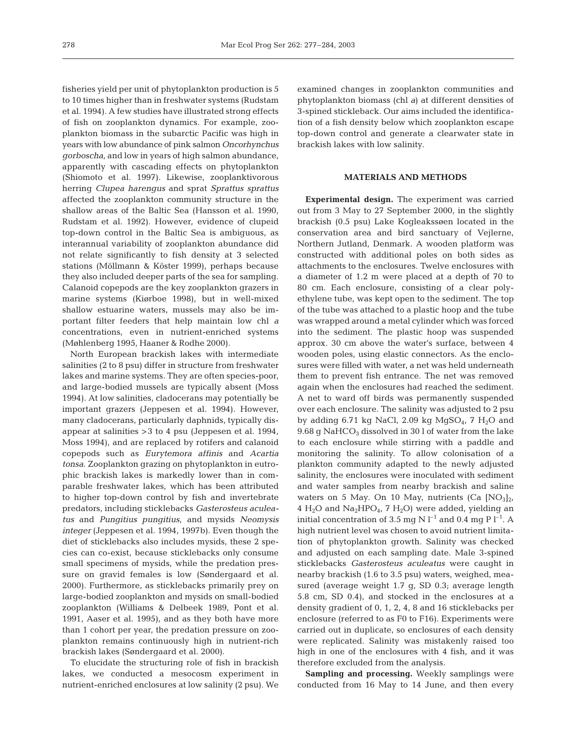fisheries yield per unit of phytoplankton production is 5 to 10 times higher than in freshwater systems (Rudstam et al. 1994). A few studies have illustrated strong effects of fish on zooplankton dynamics. For example, zooplankton biomass in the subarctic Pacific was high in years with low abundance of pink salmon *Oncorhynchus gorboscha*, and low in years of high salmon abundance, apparently with cascading effects on phytoplankton (Shiomoto et al. 1997). Likewise, zooplanktivorous herring *Clupea harengus* and sprat *Sprattus sprattus* affected the zooplankton community structure in the shallow areas of the Baltic Sea (Hansson et al. 1990, Rudstam et al. 1992). However, evidence of clupeid top-down control in the Baltic Sea is ambiguous, as interannual variability of zooplankton abundance did not relate significantly to fish density at 3 selected stations (Möllmann & Köster 1999), perhaps because they also included deeper parts of the sea for sampling. Calanoid copepods are the key zooplankton grazers in marine systems (Kiørboe 1998), but in well-mixed shallow estuarine waters, mussels may also be important filter feeders that help maintain low chl *a* concentrations, even in nutrient-enriched systems (Møhlenberg 1995, Haaner & Rodhe 2000).

North European brackish lakes with intermediate salinities (2 to 8 psu) differ in structure from freshwater lakes and marine systems. They are often species-poor, and large-bodied mussels are typically absent (Moss 1994). At low salinities, cladocerans may potentially be important grazers (Jeppesen et al. 1994). However, many cladocerans, particularly daphnids, typically disappear at salinities >3 to 4 psu (Jeppesen et al. 1994, Moss 1994), and are replaced by rotifers and calanoid copepods such as *Eurytemora affinis* and *Acartia tonsa*. Zooplankton grazing on phytoplankton in eutrophic brackish lakes is markedly lower than in comparable freshwater lakes, which has been attributed to higher top-down control by fish and invertebrate predators, including sticklebacks *Gasterosteus aculeatus* and *Pungitius pungitius*, and mysids *Neomysis integer* (Jeppesen et al. 1994, 1997b). Even though the diet of sticklebacks also includes mysids, these 2 species can co-exist, because sticklebacks only consume small specimens of mysids, while the predation pressure on gravid females is low (Søndergaard et al. 2000). Furthermore, as sticklebacks primarily prey on large-bodied zooplankton and mysids on small-bodied zooplankton (Williams & Delbeek 1989, Pont et al. 1991, Aaser et al. 1995), and as they both have more than 1 cohort per year, the predation pressure on zooplankton remains continuously high in nutrient-rich brackish lakes (Søndergaard et al. 2000).

To elucidate the structuring role of fish in brackish lakes, we conducted a mesocosm experiment in nutrient-enriched enclosures at low salinity (2 psu). We examined changes in zooplankton communities and phytoplankton biomass (chl *a*) at different densities of 3-spined stickleback. Our aims included the identification of a fish density below which zooplankton escape top-down control and generate a clearwater state in brackish lakes with low salinity.

## MATERIALS AND METHODS

**Experimental design.** The experiment was carried out from 3 May to 27 September 2000, in the slightly brackish (0.5 psu) Lake Kogleakssøen located in the conservation area and bird sanctuary of Vejlerne, Northern Jutland, Denmark. A wooden platform was constructed with additional poles on both sides as attachments to the enclosures. Twelve enclosures with a diameter of 1.2 m were placed at a depth of 70 to 80 cm. Each enclosure, consisting of a clear polyethylene tube, was kept open to the sediment. The top of the tube was attached to a plastic hoop and the tube was wrapped around a metal cylinder which was forced into the sediment. The plastic hoop was suspended approx. 30 cm above the water's surface, between 4 wooden poles, using elastic connectors. As the enclosures were filled with water, a net was held underneath them to prevent fish entrance. The net was removed again when the enclosures had reached the sediment. A net to ward off birds was permanently suspended over each enclosure. The salinity was adjusted to 2 psu by adding 6.71 kg NaCl, 2.09 kg $MgSO_4$, 7 $H_2O$ and 9.68 g $NaHCO_3$ dissolved in 30 l of water from the lake to each enclosure while stirring with a paddle and monitoring the salinity. To allow colonisation of a plankton community adapted to the newly adjusted salinity, the enclosures were inoculated with sediment and water samples from nearby brackish and saline waters on 5 May. On 10 May, nutrients (Ca $[NO_3]_2$, 4 $H_2O$ and $Na_2HPO_4$, 7 $H_2O$) were added, yielding an initial concentration of 3.5 mg N $l^{-1}$ and 0.4 mg P $l^{-1}$. A high nutrient level was chosen to avoid nutrient limitation of phytoplankton growth. Salinity was checked and adjusted on each sampling date. Male 3-spined sticklebacks *Gasterosteus aculeatus* were caught in nearby brackish (1.6 to 3.5 psu) waters, weighed, measured (average weight 1.7 g, SD 0.3; average length 5.8 cm, SD 0.4), and stocked in the enclosures at a density gradient of 0, 1, 2, 4, 8 and 16 sticklebacks per enclosure (referred to as F0 to F16). Experiments were carried out in duplicate, so enclosures of each density were replicated. Salinity was mistakenly raised too high in one of the enclosures with 4 fish, and it was therefore excluded from the analysis.

**Sampling and processing.** Weekly samplings were conducted from 16 May to 14 June, and then every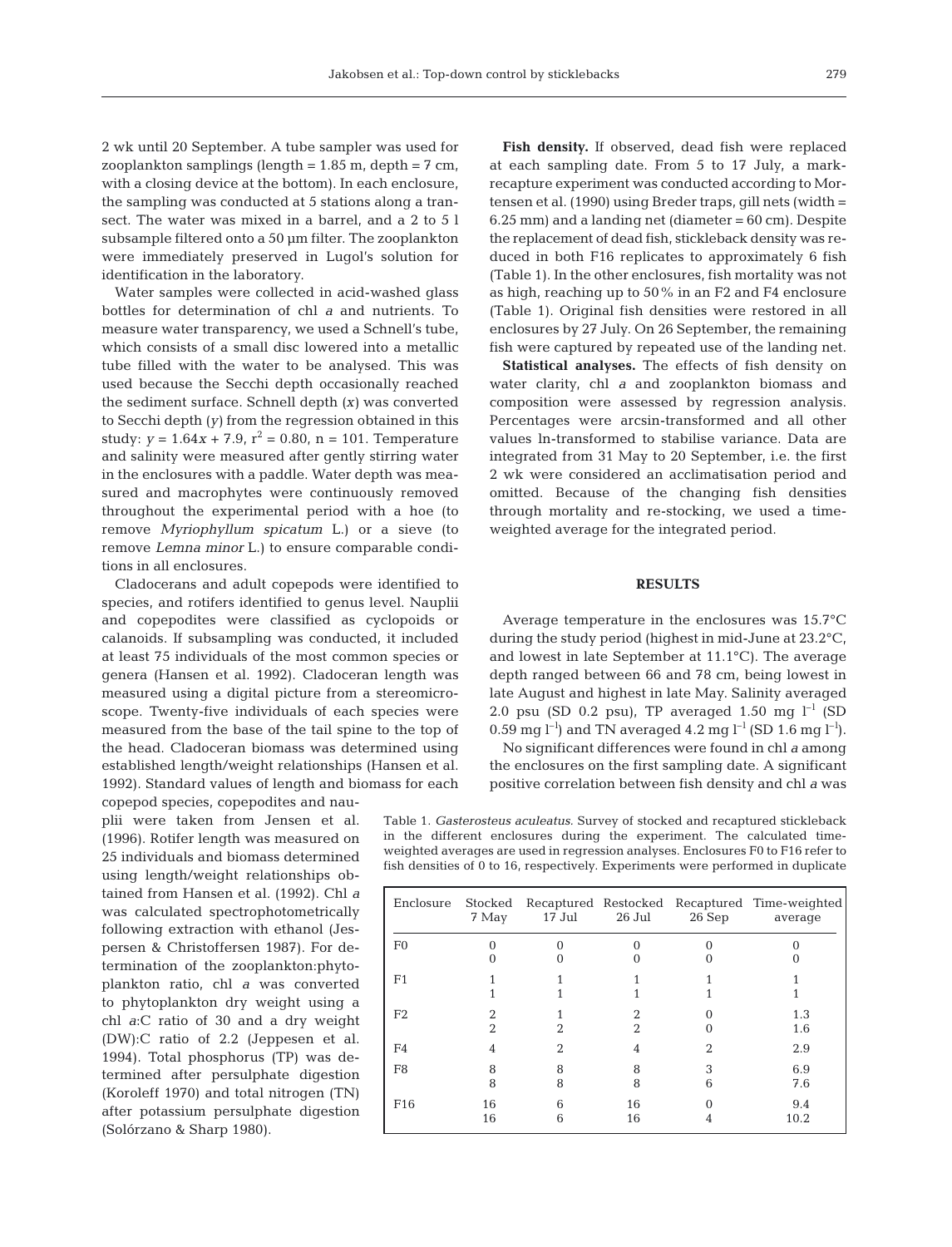2 wk until 20 September. A tube sampler was used for zooplankton samplings (length = 1.85 m, depth = 7 cm, with a closing device at the bottom). In each enclosure, the sampling was conducted at 5 stations along a transect. The water was mixed in a barrel, and a 2 to 5 l subsample filtered onto a 50 µm filter. The zooplankton were immediately preserved in Lugol's solution for identification in the laboratory.

Water samples were collected in acid-washed glass bottles for determination of chl *a* and nutrients. To measure water transparency, we used a Schnell's tube, which consists of a small disc lowered into a metallic tube filled with the water to be analysed. This was used because the Secchi depth occasionally reached the sediment surface. Schnell depth ($x$) was converted to Secchi depth ($y$) from the regression obtained in this study: $y = 1.64x + 7.9$, $r^2 = 0.80$, n = 101. Temperature and salinity were measured after gently stirring water in the enclosures with a paddle. Water depth was measured and macrophytes were continuously removed throughout the experimental period with a hoe (to remove *Myriophyllum spicatum* L.) or a sieve (to remove *Lemna minor* L.) to ensure comparable conditions in all enclosures.

Cladocerans and adult copepods were identified to species, and rotifers identified to genus level. Nauplii and copepodites were classified as cyclopoids or calanoids. If subsampling was conducted, it included at least 75 individuals of the most common species or genera (Hansen et al. 1992). Cladoceran length was measured using a digital picture from a stereomicroscope. Twenty-five individuals of each species were measured from the base of the tail spine to the top of the head. Cladoceran biomass was determined using established length/weight relationships (Hansen et al. 1992). Standard values of length and biomass for each copepod species, copepodites and nauplii were taken from Jensen et al. (1996). Rotifer length was measured on 25 individuals and biomass determined using length/weight relationships obtained from Hansen et al. (1992). Chl *a* was calculated spectrophotometrically following extraction with ethanol (Jespersen & Christoffersen 1987). For determination of the zooplankton:phytoplankton ratio, chl *a* was converted to phytoplankton dry weight using a chl *a*:C ratio of 30 and a dry weight (DW):C ratio of 2.2 (Jeppesen et al. 1994). Total phosphorus (TP) was determined after persulphate digestion (Koroleff 1970) and total nitrogen (TN) after potassium persulphate digestion (Solórzano & Sharp 1980).

**Fish density.** If observed, dead fish were replaced at each sampling date. From 5 to 17 July, a mark-recapture experiment was conducted according to Mortensen et al. (1990) using Breder traps, gill nets (width = 6.25 mm) and a landing net (diameter = 60 cm). Despite the replacement of dead fish, stickleback density was reduced in both F16 replicates to approximately 6 fish (Table 1). In the other enclosures, fish mortality was not as high, reaching up to 50% in an F2 and F4 enclosure (Table 1). Original fish densities were restored in all enclosures by 27 July. On 26 September, the remaining fish were captured by repeated use of the landing net.

**Statistical analyses.** The effects of fish density on water clarity, chl *a* and zooplankton biomass and composition were assessed by regression analysis. Percentages were arcsin-transformed and all other values ln-transformed to stabilise variance. Data are integrated from 31 May to 20 September, i.e. the first 2 wk were considered an acclimatisation period and omitted. Because of the changing fish densities through mortality and re-stocking, we used a time-weighted average for the integrated period.

## RESULTS

Average temperature in the enclosures was 15.7°C during the study period (highest in mid-June at 23.2°C, and lowest in late September at 11.1°C). The average depth ranged between 66 and 78 cm, being lowest in late August and highest in late May. Salinity averaged 2.0 psu (SD 0.2 psu), TP averaged 1.50 mg $l^{-1}$ (SD 0.59 mg $l^{-1}$) and TN averaged 4.2 mg $l^{-1}$ (SD 1.6 mg $l^{-1}$).

No significant differences were found in chl *a* among the enclosures on the first sampling date. A significant positive correlation between fish density and chl *a* was

Table 1. *Gasterosteus aculeatus*. Survey of stocked and recaptured stickleback in the different enclosures during the experiment. The calculated time-weighted averages are used in regression analyses. Enclosures F0 to F16 refer to fish densities of 0 to 16, respectively. Experiments were performed in duplicate

| Enclosure | Stocked 7 May | Recaptured 17 Jul | Restocked 26 Jul | Recaptured 26 Sep | Time-weighted average |
|---|---|---|---|---|---|
| F0 | 0 | 0 | 0 | 0 | 0 |
| | 0 | 0 | 0 | 0 | 0 |
| F1 | 1 | 1 | 1 | 1 | 1 |
| | 1 | 1 | 1 | 1 | 1 |
| F2 | 2 | 1 | 2 | 0 | 1.3 |
| | 2 | 2 | 2 | 0 | 1.6 |
| F4 | 4 | 2 | 4 | 2 | 2.9 |
| F8 | 8 | 8 | 8 | 3 | 6.9 |
| | 8 | 8 | 8 | 6 | 7.6 |
| F16 | 16 | 6 | 16 | 0 | 9.4 |
| | 16 | 6 | 16 | 4 | 10.2 |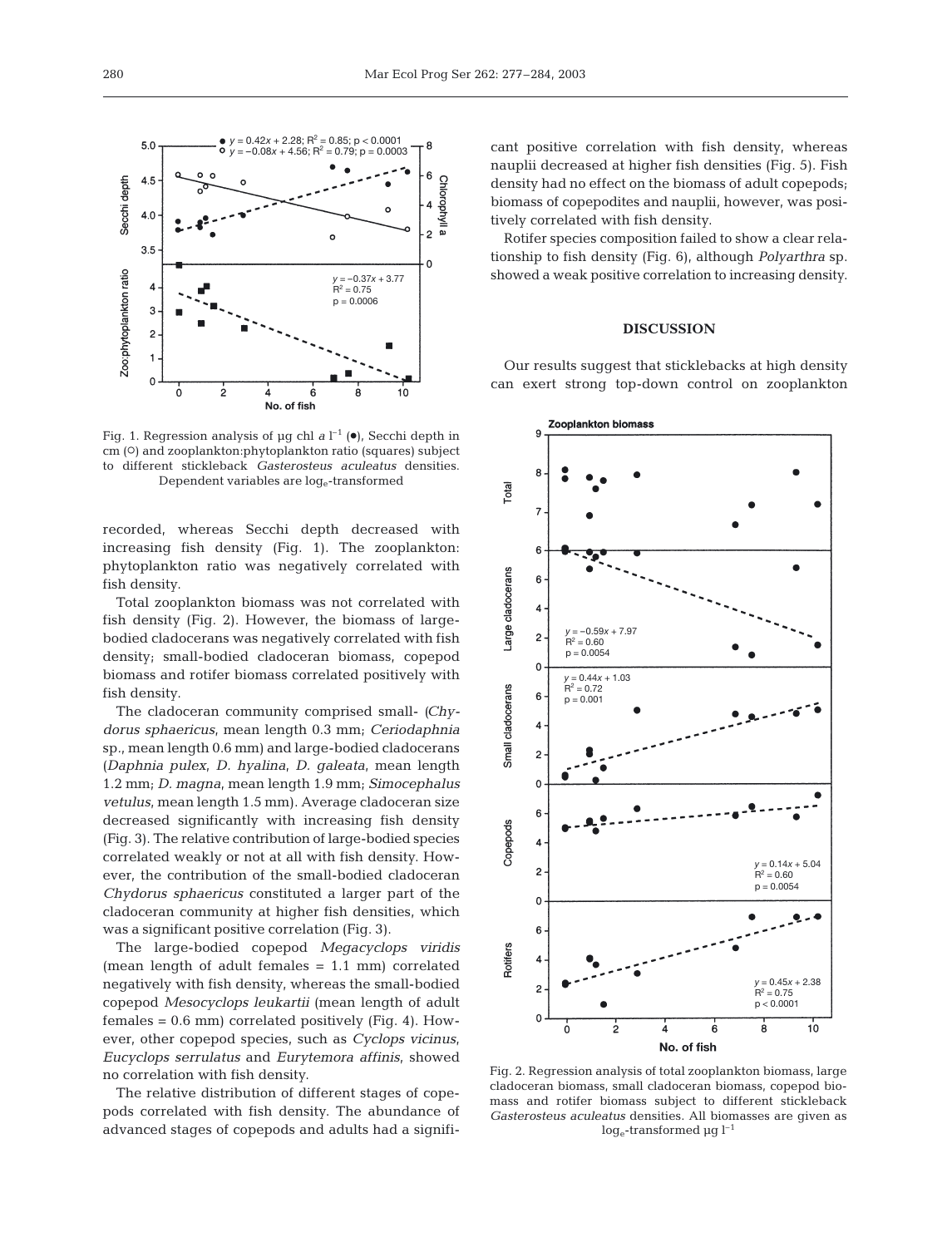Fig. 1. Regression analysis of µg chl *a* $l^{-1}$ (●), Secchi depth in cm (○) and zooplankton:phytoplankton ratio (squares) subject to different stickleback *Gasterosteus aculeatus* densities. Dependent variables are $\log_e$-transformed

recorded, whereas Secchi depth decreased with increasing fish density (Fig. 1). The zooplankton: phytoplankton ratio was negatively correlated with fish density.

Total zooplankton biomass was not correlated with fish density (Fig. 2). However, the biomass of large-bodied cladocerans was negatively correlated with fish density; small-bodied cladoceran biomass, copepod biomass and rotifer biomass correlated positively with fish density.

The cladoceran community comprised small- (*Chydorus sphaericus*, mean length 0.3 mm; *Ceriodaphnia* sp., mean length 0.6 mm) and large-bodied cladocerans (*Daphnia pulex*, *D. hyalina*, *D. galeata*, mean length 1.2 mm; *D. magna*, mean length 1.9 mm; *Simocephalus vetulus*, mean length 1.5 mm). Average cladoceran size decreased significantly with increasing fish density (Fig. 3). The relative contribution of large-bodied species correlated weakly or not at all with fish density. However, the contribution of the small-bodied cladoceran *Chydorus sphaericus* constituted a larger part of the cladoceran community at higher fish densities, which was a significant positive correlation (Fig. 3).

The large-bodied copepod *Megacyclops viridis* (mean length of adult females = 1.1 mm) correlated negatively with fish density, whereas the small-bodied copepod *Mesocyclops leukartii* (mean length of adult females = 0.6 mm) correlated positively (Fig. 4). However, other copepod species, such as *Cyclops vicinus*, *Eucyclops serrulatus* and *Eurytemora affinis*, showed no correlation with fish density.

The relative distribution of different stages of copepods correlated with fish density. The abundance of advanced stages of copepods and adults had a significant positive correlation with fish density, whereas nauplii decreased at higher fish densities (Fig. 5). Fish density had no effect on the biomass of adult copepods; biomass of copepodites and nauplii, however, was positively correlated with fish density.

Rotifer species composition failed to show a clear relationship to fish density (Fig. 6), although *Polyarthra* sp. showed a weak positive correlation to increasing density.

## DISCUSSION

Our results suggest that sticklebacks at high density can exert strong top-down control on zooplankton

Fig. 2. Regression analysis of total zooplankton biomass, large cladoceran biomass, small cladoceran biomass, copepod biomass and rotifer biomass subject to different stickleback *Gasterosteus aculeatus* densities. All biomasses are given as $\log_e$-transformed µg $l^{-1}$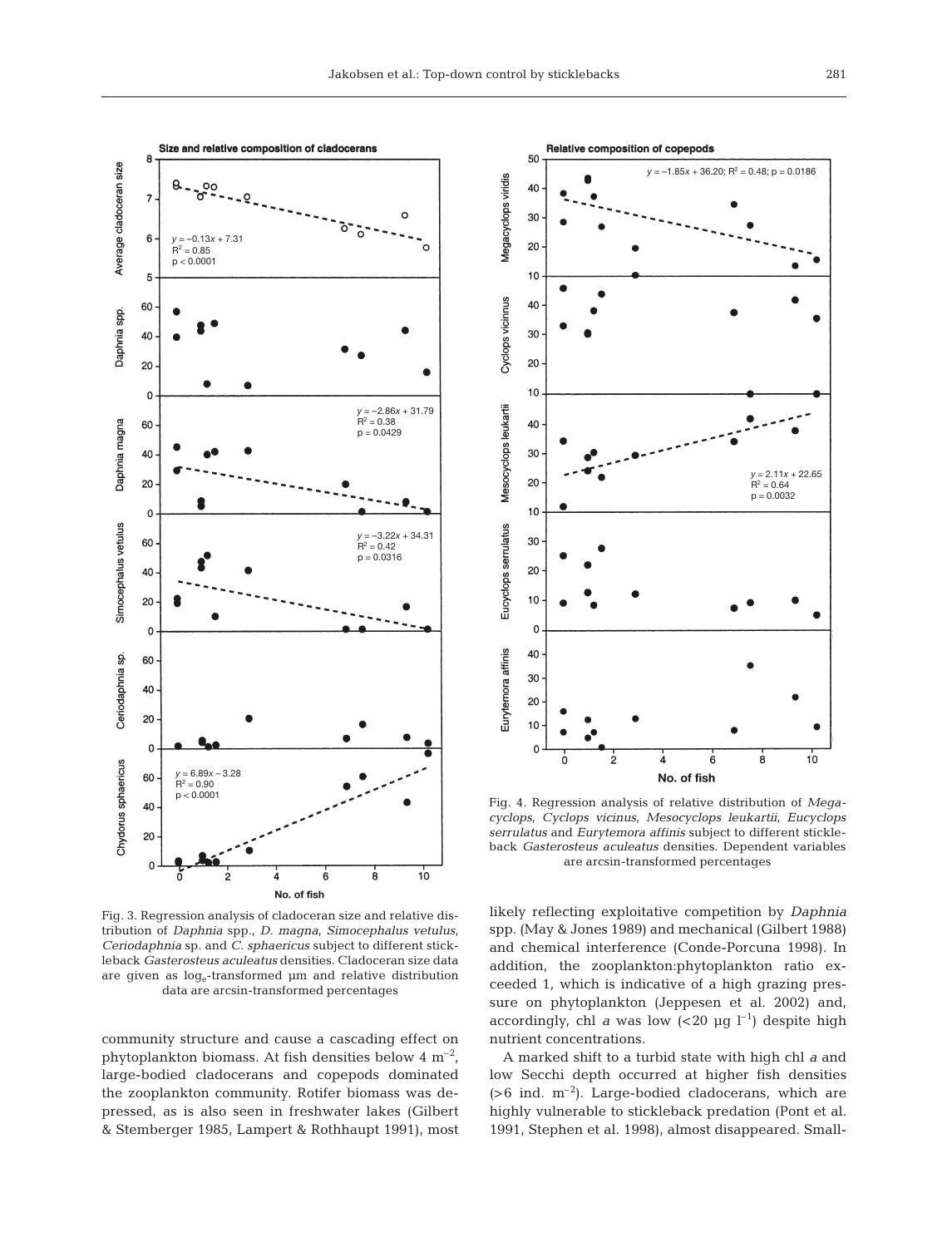Fig. 3. Regression analysis of cladoceran size and relative distribution of *Daphnia* spp., *D. magna*, *Simocephalus vetulus*, *Ceriodaphnia* sp. and *C. sphaericus* subject to different stickleback *Gasterosteus aculeatus* densities. Cladoceran size data are given as $\log_e$-transformed µm and relative distribution data are arcsin-transformed percentages

Fig. 4. Regression analysis of relative distribution of *Megacyclops*, *Cyclops vicinus*, *Mesocyclops leukartii*, *Eucyclops serrulatus* and *Eurytemora affinis* subject to different stickleback *Gasterosteus aculeatus* densities. Dependent variables are arcsin-transformed percentages

community structure and cause a cascading effect on phytoplankton biomass. At fish densities below 4 $m^{-2}$, large-bodied cladocerans and copepods dominated the zooplankton community. Rotifer biomass was depressed, as is also seen in freshwater lakes (Gilbert & Stemberger 1985, Lampert & Rothhaupt 1991), most likely reflecting exploitative competition by *Daphnia* spp. (May & Jones 1989) and mechanical (Gilbert 1988) and chemical interference (Conde-Porcuna 1998). In addition, the zooplankton:phytoplankton ratio exceeded 1, which is indicative of a high grazing pressure on phytoplankton (Jeppesen et al. 2002) and, accordingly, chl *a* was low (<20 µg $l^{-1}$) despite high nutrient concentrations.

A marked shift to a turbid state with high chl *a* and low Secchi depth occurred at higher fish densities (>6 ind. $m^{-2}$). Large-bodied cladocerans, which are highly vulnerable to stickleback predation (Pont et al. 1991, Stephen et al. 1998), almost disappeared. Small-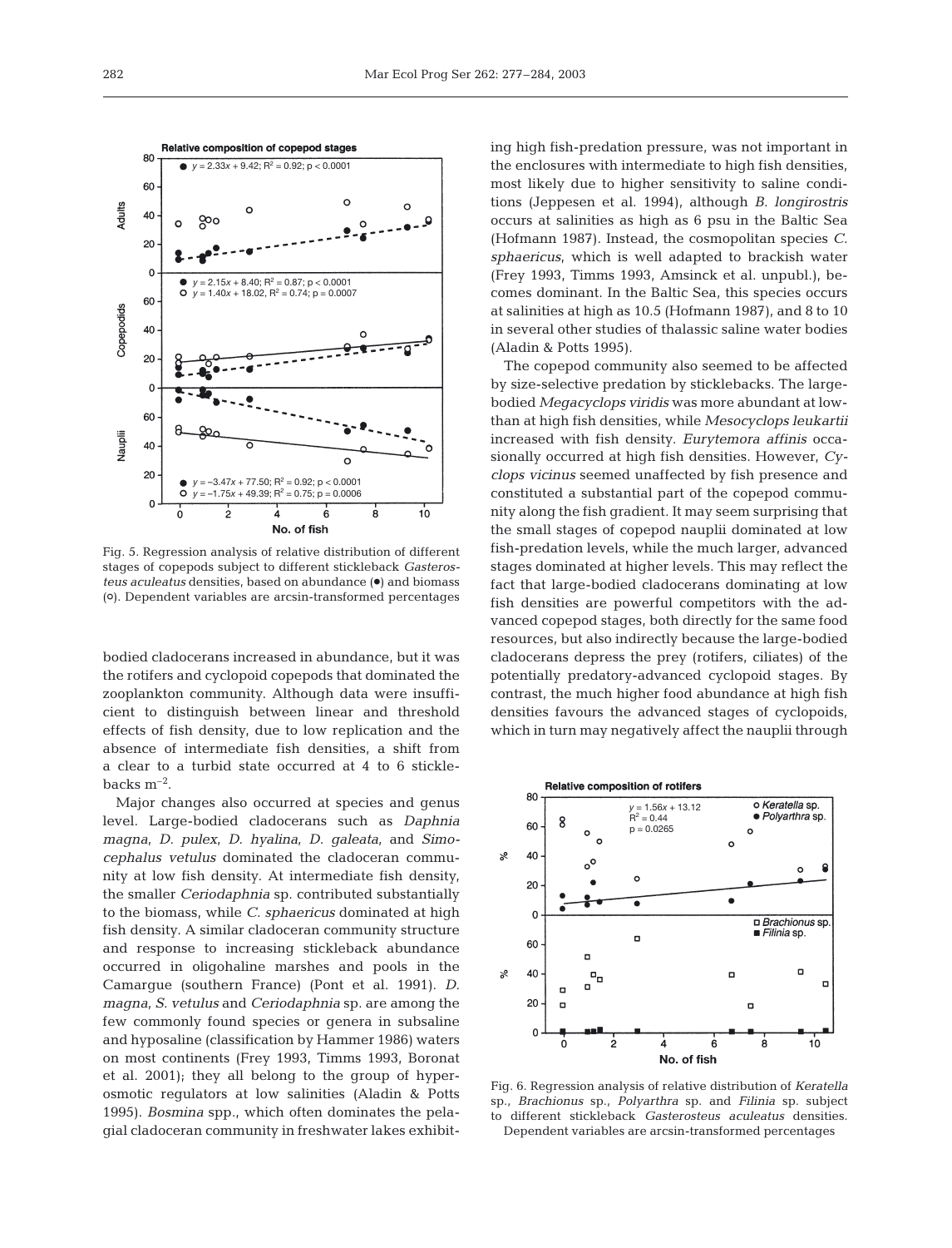Fig. 5. Regression analysis of relative distribution of different stages of copepods subject to different stickleback *Gasterosteus aculeatus* densities, based on abundance (●) and biomass (○). Dependent variables are arcsin-transformed percentages

bodied cladocerans increased in abundance, but it was the rotifers and cyclopoid copepods that dominated the zooplankton community. Although data were insufficient to distinguish between linear and threshold effects of fish density, due to low replication and the absence of intermediate fish densities, a shift from a clear to a turbid state occurred at 4 to 6 sticklebacks $m^{-2}$.

Major changes also occurred at species and genus level. Large-bodied cladocerans such as *Daphnia magna*, *D. pulex*, *D. hyalina*, *D. galeata*, and *Simocephalus vetulus* dominated the cladoceran community at low fish density. At intermediate fish density, the smaller *Ceriodaphnia* sp. contributed substantially to the biomass, while *C. sphaericus* dominated at high fish density. A similar cladoceran community structure and response to increasing stickleback abundance occurred in oligohaline marshes and pools in the Camargue (southern France) (Pont et al. 1991). *D. magna*, *S. vetulus* and *Ceriodaphnia* sp. are among the few commonly found species or genera in subsaline and hyposaline (classification by Hammer 1986) waters on most continents (Frey 1993, Timms 1993, Boronat et al. 2001); they all belong to the group of hyperosmotic regulators at low salinities (Aladin & Potts 1995). *Bosmina* spp., which often dominates the pelagial cladoceran community in freshwater lakes exhibiting high fish-predation pressure, was not important in the enclosures with intermediate to high fish densities, most likely due to higher sensitivity to saline conditions (Jeppesen et al. 1994), although *B. longirostris* occurs at salinities as high as 6 psu in the Baltic Sea (Hofmann 1987). Instead, the cosmopolitan species *C. sphaericus*, which is well adapted to brackish water (Frey 1993, Timms 1993, Amsinck et al. unpubl.), becomes dominant. In the Baltic Sea, this species occurs at salinities at high as 10.5 (Hofmann 1987), and 8 to 10 in several other studies of thalassic saline water bodies (Aladin & Potts 1995).

The copepod community also seemed to be affected by size-selective predation by sticklebacks. The large-bodied *Megacyclops viridis* was more abundant at low- than at high fish densities, while *Mesocyclops leukartii* increased with fish density. *Eurytemora affinis* occasionally occurred at high fish densities. However, *Cyclops vicinus* seemed unaffected by fish presence and constituted a substantial part of the copepod community along the fish gradient. It may seem surprising that the small stages of copepod nauplii dominated at low fish-predation levels, while the much larger, advanced stages dominated at higher levels. This may reflect the fact that large-bodied cladocerans dominating at low fish densities are powerful competitors with the advanced copepod stages, both directly for the same food resources, but also indirectly because the large-bodied cladocerans depress the prey (rotifers, ciliates) of the potentially predatory-advanced cyclopoid stages. By contrast, the much higher food abundance at high fish densities favours the advanced stages of cyclopoids, which in turn may negatively affect the nauplii through

Fig. 6. Regression analysis of relative distribution of *Keratella* sp., *Brachionus* sp., *Polyarthra* sp. and *Filinia* sp. subject to different stickleback *Gasterosteus aculeatus* densities. Dependent variables are arcsin-transformed percentages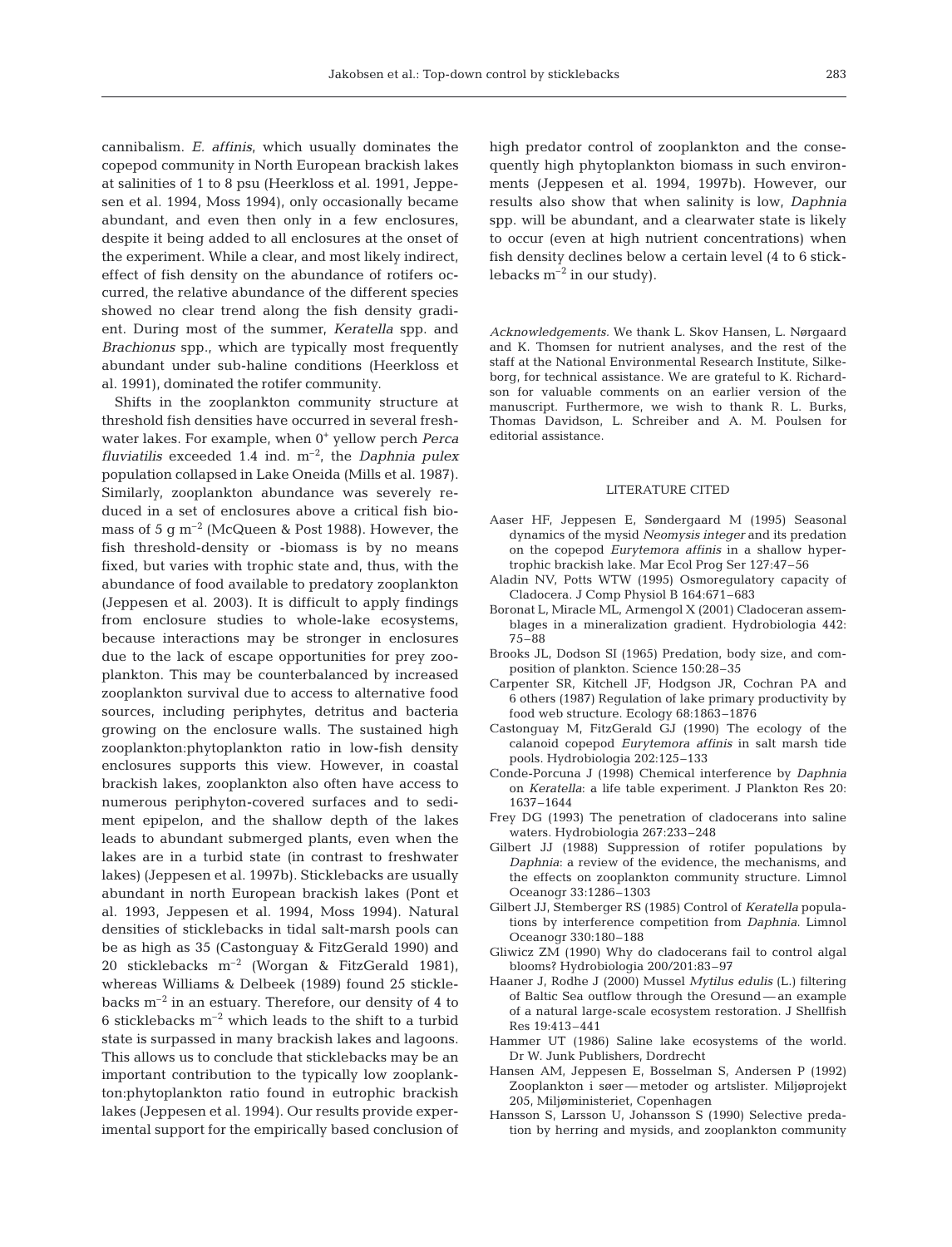cannibalism. *E. affinis*, which usually dominates the copepod community in North European brackish lakes at salinities of 1 to 8 psu (Heerkloss et al. 1991, Jeppesen et al. 1994, Moss 1994), only occasionally became abundant, and even then only in a few enclosures, despite it being added to all enclosures at the onset of the experiment. While a clear, and most likely indirect, effect of fish density on the abundance of rotifers occurred, the relative abundance of the different species showed no clear trend along the fish density gradient. During most of the summer, *Keratella* spp. and *Brachionus* spp., which are typically most frequently abundant under sub-haline conditions (Heerkloss et al. 1991), dominated the rotifer community.

Shifts in the zooplankton community structure at threshold fish densities have occurred in several freshwater lakes. For example, when $0^+$ yellow perch *Perca fluviatilis* exceeded 1.4 ind. $m^{-2}$, the *Daphnia pulex* population collapsed in Lake Oneida (Mills et al. 1987). Similarly, zooplankton abundance was severely reduced in a set of enclosures above a critical fish biomass of 5 g $m^{-2}$ (McQueen & Post 1988). However, the fish threshold-density or -biomass is by no means fixed, but varies with trophic state and, thus, with the abundance of food available to predatory zooplankton (Jeppesen et al. 2003). It is difficult to apply findings from enclosure studies to whole-lake ecosystems, because interactions may be stronger in enclosures due to the lack of escape opportunities for prey zooplankton. This may be counterbalanced by increased zooplankton survival due to access to alternative food sources, including periphytes, detritus and bacteria growing on the enclosure walls. The sustained high zooplankton:phytoplankton ratio in low-fish density enclosures supports this view. However, in coastal brackish lakes, zooplankton also often have access to numerous periphyton-covered surfaces and to sediment epipelon, and the shallow depth of the lakes leads to abundant submerged plants, even when the lakes are in a turbid state (in contrast to freshwater lakes) (Jeppesen et al. 1997b). Sticklebacks are usually abundant in north European brackish lakes (Pont et al. 1993, Jeppesen et al. 1994, Moss 1994). Natural densities of sticklebacks in tidal salt-marsh pools can be as high as 35 (Castonguay & FitzGerald 1990) and 20 sticklebacks $m^{-2}$ (Worgan & FitzGerald 1981), whereas Williams & Delbeek (1989) found 25 sticklebacks $m^{-2}$ in an estuary. Therefore, our density of 4 to 6 sticklebacks $m^{-2}$ which leads to the shift to a turbid state is surpassed in many brackish lakes and lagoons. This allows us to conclude that sticklebacks may be an important contribution to the typically low zooplankton:phytoplankton ratio found in eutrophic brackish lakes (Jeppesen et al. 1994). Our results provide experimental support for the empirically based conclusion of high predator control of zooplankton and the consequently high phytoplankton biomass in such environments (Jeppesen et al. 1994, 1997b). However, our results also show that when salinity is low, *Daphnia* spp. will be abundant, and a clearwater state is likely to occur (even at high nutrient concentrations) when fish density declines below a certain level (4 to 6 sticklebacks $m^{-2}$ in our study).

*Acknowledgements.* We thank L. Skov Hansen, L. Nørgaard and K. Thomsen for nutrient analyses, and the rest of the staff at the National Environmental Research Institute, Silkeborg, for technical assistance. We are grateful to K. Richardson for valuable comments on an earlier version of the manuscript. Furthermore, we wish to thank R. L. Burks, Thomas Davidson, L. Schreiber and A. M. Poulsen for editorial assistance.

## LITERATURE CITED

Aaser HF, Jeppesen E, Søndergaard M (1995) Seasonal dynamics of the mysid *Neomysis integer* and its predation on the copepod *Eurytemora affinis* in a shallow hypertrophic brackish lake. Mar Ecol Prog Ser 127:47–56

Aladin NV, Potts WTW (1995) Osmoregulatory capacity of Cladocera. J Comp Physiol B 164:671–683

Boronat L, Miracle ML, Armengol X (2001) Cladoceran assemblages in a mineralization gradient. Hydrobiologia 442: 75–88

Brooks JL, Dodson SI (1965) Predation, body size, and composition of plankton. Science 150:28–35

Carpenter SR, Kitchell JF, Hodgson JR, Cochran PA and 6 others (1987) Regulation of lake primary productivity by food web structure. Ecology 68:1863–1876

Castonguay M, FitzGerald GJ (1990) The ecology of the calanoid copepod *Eurytemora affinis* in salt marsh tide pools. Hydrobiologia 202:125–133

Conde-Porcuna J (1998) Chemical interference by *Daphnia* on *Keratella*: a life table experiment. J Plankton Res 20: 1637–1644

Frey DG (1993) The penetration of cladocerans into saline waters. Hydrobiologia 267:233–248

Gilbert JJ (1988) Suppression of rotifer populations by *Daphnia*: a review of the evidence, the mechanisms, and the effects on zooplankton community structure. Limnol Oceanogr 33:1286–1303

Gilbert JJ, Stemberger RS (1985) Control of *Keratella* populations by interference competition from *Daphnia*. Limnol Oceanogr 330:180–188

Gliwicz ZM (1990) Why do cladocerans fail to control algal blooms? Hydrobiologia 200/201:83–97

Haaner J, Rodhe J (2000) Mussel *Mytilus edulis* (L.) filtering of Baltic Sea outflow through the Oresund — an example of a natural large-scale ecosystem restoration. J Shellfish Res 19:413–441

Hammer UT (1986) Saline lake ecosystems of the world. Dr W. Junk Publishers, Dordrecht

Hansen AM, Jeppesen E, Bosselman S, Andersen P (1992) Zooplankton i søer — metoder og artslister. Miljøprojekt 205, Miljøministeriet, Copenhagen

Hansson S, Larsson U, Johansson S (1990) Selective predation by herring and mysids, and zooplankton community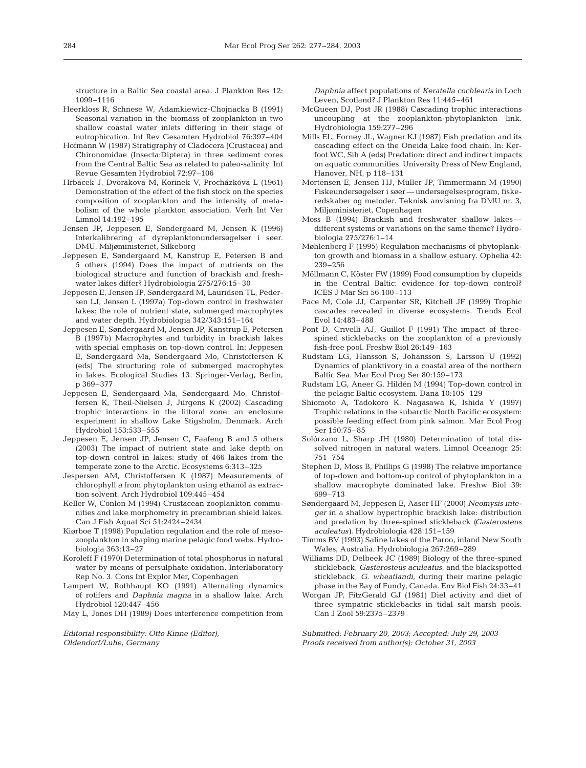structure in a Baltic Sea coastal area. J Plankton Res 12: 1099–1116

Heerkloss R, Schnese W, Adamkiewicz-Chojnacka B (1991) Seasonal variation in the biomass of zooplankton in two shallow coastal water inlets differing in their stage of eutrophication. Int Rev Gesamten Hydrobiol 76:397–404

Hofmann W (1987) Stratigraphy of Cladocera (Crustacea) and Chironomidae (Insecta:Diptera) in three sediment cores from the Central Baltic Sea as related to paleo-salinity. Int Revue Gesamten Hydrobiol 72:97–106

Hrbácek J, Dvorakova M, Korinek V, Procházkóva L (1961) Demonstration of the effect of the fish stock on the species composition of zooplankton and the intensity of metabolism of the whole plankton association. Verh Int Ver Limnol 14:192–195

Jensen JP, Jeppesen E, Søndergaard M, Jensen K (1996) Interkalibrering af dyreplanktonundersøgelser i søer. DMU, Miljøministeriet, Silkeborg

Jeppesen E, Søndergaard M, Kanstrup E, Petersen B and 5 others (1994) Does the impact of nutrients on the biological structure and function of brackish and freshwater lakes differ? Hydrobiologia 275/276:15–30

Jeppesen E, Jensen JP, Søndergaard M, Lauridsen TL, Pedersen LJ, Jensen L (1997a) Top-down control in freshwater lakes: the role of nutrient state, submerged macrophytes and water depth. Hydrobiologia 342/343:151–164

Jeppesen E, Søndergaard M, Jensen JP, Kanstrup E, Petersen B (1997b) Macrophytes and turbidity in brackish lakes with special emphasis on top-down control. In: Jeppesen E, Søndergaard Ma, Søndergaard Mo, Christoffersen K (eds) The structuring role of submerged macrophytes in lakes. Ecological Studies 13. Springer-Verlag, Berlin, p 369–377

Jeppesen E, Søndergaard Ma, Søndergaard Mo, Christoffersen K, Theil-Nielsen J, Jürgens K (2002) Cascading trophic interactions in the littoral zone: an enclosure experiment in shallow Lake Stigsholm, Denmark. Arch Hydrobiol 153:533–555

Jeppesen E, Jensen JP, Jensen C, Faafeng B and 5 others (2003) The impact of nutrient state and lake depth on top-down control in lakes: study of 466 lakes from the temperate zone to the Arctic. Ecosystems 6:313–325

Jespersen AM, Christoffersen K (1987) Measurements of chlorophyll *a* from phytoplankton using ethanol as extraction solvent. Arch Hydrobiol 109:445–454

Keller W, Conlon M (1994) Crustacean zooplankton communities and lake morphometry in precambrian shield lakes. Can J Fish Aquat Sci 51:2424–2434

Kiørboe T (1998) Population regulation and the role of mesozooplankton in shaping marine pelagic food webs. Hydrobiologia 363:13–27

Koroleff F (1970) Determination of total phosphorus in natural water by means of persulphate oxidation. Interlaboratory Rep No. 3. Cons Int Explor Mer, Copenhagen

Lampert W, Rothhaupt KO (1991) Alternating dynamics of rotifers and *Daphnia magna* in a shallow lake. Arch Hydrobiol 120:447–456

May L, Jones DH (1989) Does interference competition from *Daphnia* affect populations of *Keratella cochlearis* in Loch Leven, Scotland? J Plankton Res 11:445–461

McQueen DJ, Post JR (1988) Cascading trophic interactions uncoupling at the zooplankton-phytoplankton link. Hydrobiologia 159:277–296

Mills EL, Forney JL, Wagner KJ (1987) Fish predation and its cascading effect on the Oneida Lake food chain. In: Kerfoot WC, Sih A (eds) Predation: direct and indirect impacts on aquatic communities. University Press of New England, Hanover, NH, p 118–131

Mortensen E, Jensen HJ, Müller JP, Timmermann M (1990) Fiskeundersøgelser i søer — undersøgelsesprogram, fiskeredskaber og metoder. Teknisk anvisning fra DMU nr. 3, Miljøministeriet, Copenhagen

Moss B (1994) Brackish and freshwater shallow lakes — different systems or variations on the same theme? Hydrobiologia 275/276:1–14

Møhlenberg F (1995) Regulation mechanisms of phytoplankton growth and biomass in a shallow estuary. Ophelia 42: 239–256

Möllmann C, Köster FW (1999) Food consumption by clupeids in the Central Baltic: evidence for top-down control? ICES J Mar Sci 56:100–113

Pace M, Cole JJ, Carpenter SR, Kitchell JF (1999) Trophic cascades revealed in diverse ecosystems. Trends Ecol Evol 14:483–488

Pont D, Crivelli AJ, Guillot F (1991) The impact of three-spined sticklebacks on the zooplankton of a previously fish-free pool. Freshw Biol 26:149–163

Rudstam LG, Hansson S, Johansson S, Larsson U (1992) Dynamics of planktivory in a coastal area of the northern Baltic Sea. Mar Ecol Prog Ser 80:159–173

Rudstam LG, Aneer G, Hildén M (1994) Top-down control in the pelagic Baltic ecosystem. Dana 10:105–129

Shiomoto A, Tadokoro K, Nagasawa K, Ishida Y (1997) Trophic relations in the subarctic North Pacific ecosystem: possible feeding effect from pink salmon. Mar Ecol Prog Ser 150:75–85

Solórzano L, Sharp JH (1980) Determination of total dissolved nitrogen in natural waters. Limnol Oceanogr 25: 751–754

Stephen D, Moss B, Phillips G (1998) The relative importance of top-down and bottom-up control of phytoplankton in a shallow macrophyte dominated lake. Freshw Biol 39: 699–713

Søndergaard M, Jeppesen E, Aaser HF (2000) *Neomysis integer* in a shallow hypertrophic brackish lake: distribution and predation by three-spined stickleback (*Gasterosteus aculeatus*). Hydrobiologia 428:151–159

Timms BV (1993) Saline lakes of the Paroo, inland New South Wales, Australia. Hydrobiologia 267:269–289

Williams DD, Delbeek JC (1989) Biology of the three-spined stickleback, *Gasterosteus aculeatus*, and the blackspotted stickleback, *G. wheatlandi*, during their marine pelagic phase in the Bay of Fundy, Canada. Env Biol Fish 24:33–41

Worgan JP, FitzGerald GJ (1981) Diel activity and diet of three sympatric sticklebacks in tidal salt marsh pools. Can J Zool 59:2375–2379

*Editorial responsibility: Otto Kinne (Editor), Oldendorf/Luhe, Germany*

*Submitted: February 20, 2003; Accepted: July 29, 2003*
*Proofs received from author(s): October 31, 2003*